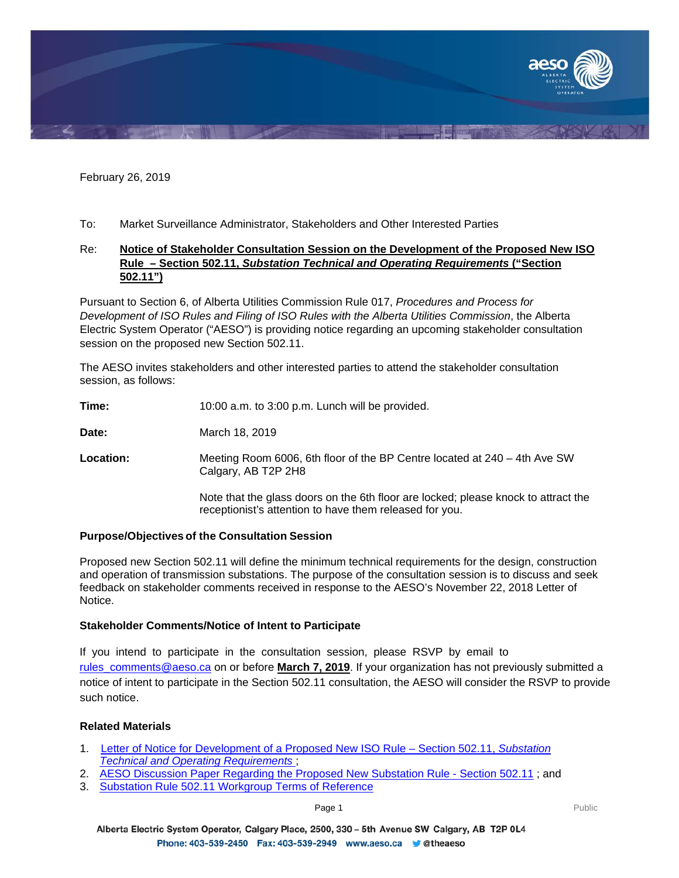February 26, 2019

To: Market Surveillance Administrator, Stakeholders and Other Interested Parties

Re: **Notice of Stakeholder Consultation Session on the Development of the Proposed New ISO Rule – Section 502.11, *Substation Technical and Operating Requirements* ("Section 502.11")**

Pursuant to Section 6, of Alberta Utilities Commission Rule 017, *Procedures and Process for Development of ISO Rules and Filing of ISO Rules with the Alberta Utilities Commission*, the Alberta Electric System Operator ("AESO") is providing notice regarding an upcoming stakeholder consultation session on the proposed new Section 502.11.

The AESO invites stakeholders and other interested parties to attend the stakeholder consultation session, as follows:

**Time:** 10:00 a.m. to 3:00 p.m. Lunch will be provided.

**Date:** March 18, 2019

**Location:** Meeting Room 6006, 6th floor of the BP Centre located at 240 – 4th Ave SW Calgary, AB T2P 2H8

Note that the glass doors on the 6th floor are locked; please knock to attract the receptionist's attention to have them released for you.

**Purpose/Objectives of the Consultation Session**

Proposed new Section 502.11 will define the minimum technical requirements for the design, construction and operation of transmission substations. The purpose of the consultation session is to discuss and seek feedback on stakeholder comments received in response to the AESO's November 22, 2018 Letter of Notice.

**Stakeholder Comments/Notice of Intent to Participate**

If you intend to participate in the consultation session, please RSVP by email to rules_comments@aeso.ca on or before **March 7, 2019**. If your organization has not previously submitted a notice of intent to participate in the Section 502.11 consultation, the AESO will consider the RSVP to provide such notice.

**Related Materials**

1. Letter of Notice for Development of a Proposed New ISO Rule – Section 502.11, *Substation Technical and Operating Requirements* ;
2. AESO Discussion Paper Regarding the Proposed New Substation Rule - Section 502.11 ; and
3. Substation Rule 502.11 Workgroup Terms of Reference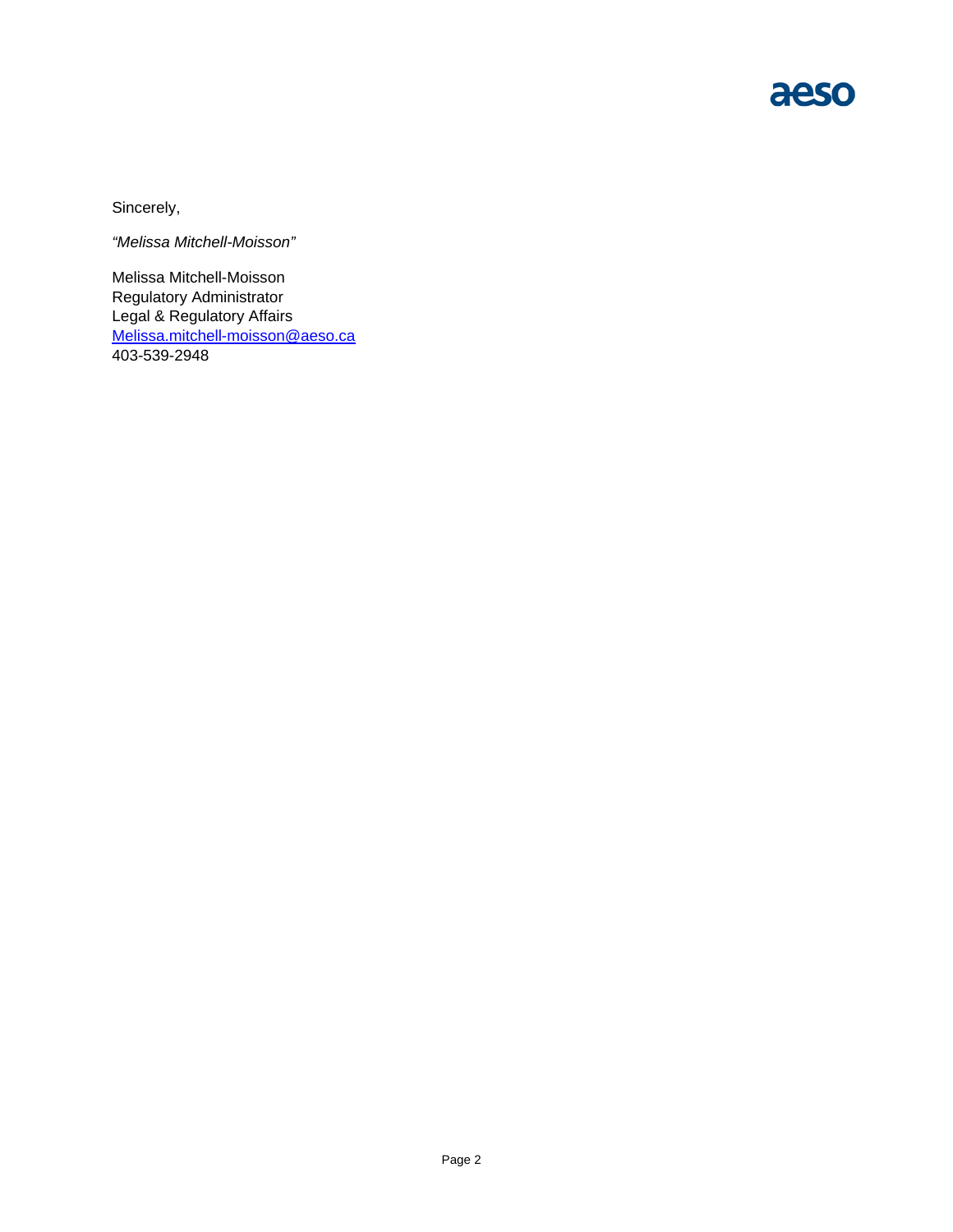Sincerely,

*"Melissa Mitchell-Moisson"*

Melissa Mitchell-Moisson
Regulatory Administrator
Legal & Regulatory Affairs
Melissa.mitchell-moisson@aeso.ca
403-539-2948